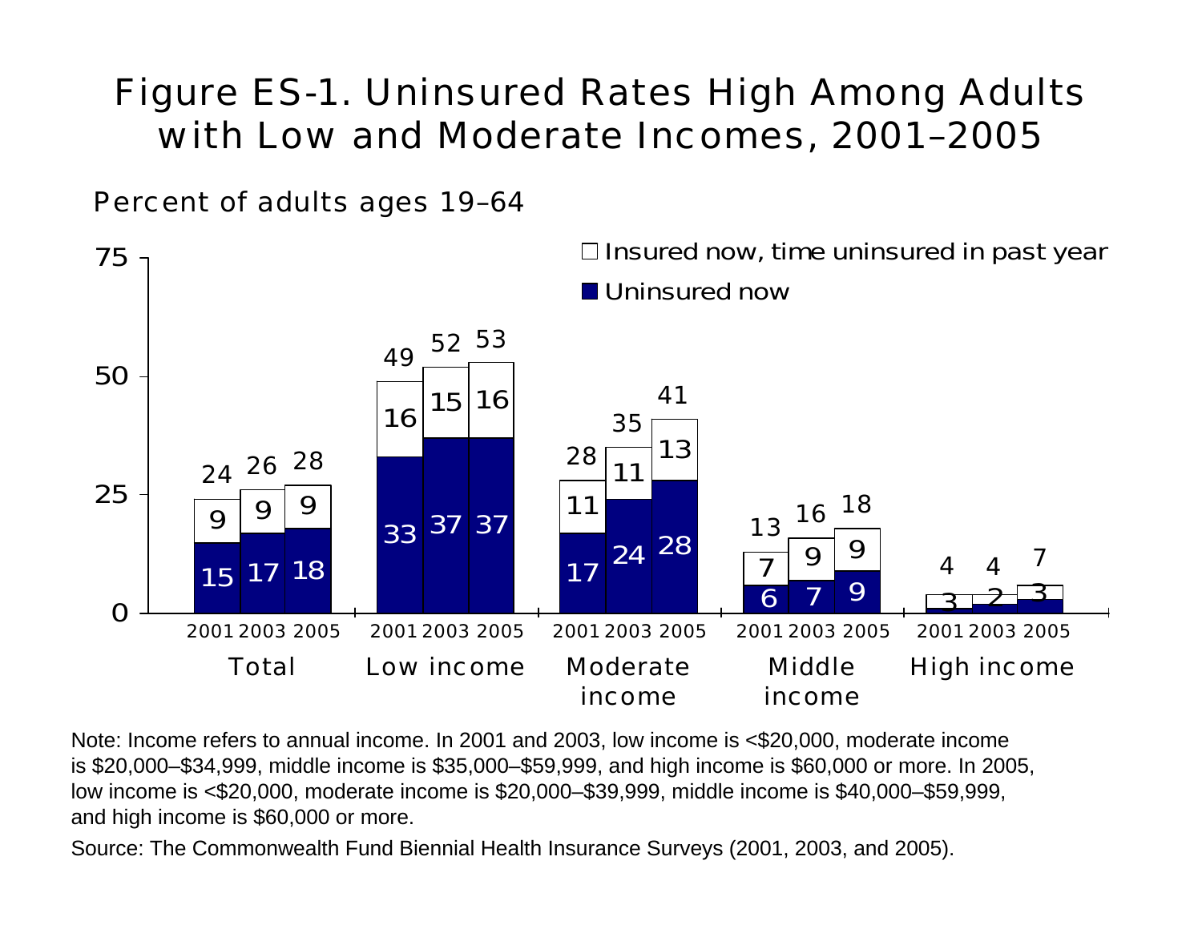# Figure ES-1. Uninsured Rates High Among Adults with Low and Moderate Incomes, 2001–2005

Percent of adults ages 19–64

| | Year | Uninsured now | Insured now, time uninsured in past year | Total |
|---|---|---|---|---|
| Total | 2001 | 15 | 9 | 24 |
| | 2003 | 17 | 9 | 26 |
| | 2005 | 18 | 9 | 28 |
| Low income | 2001 | 33 | 16 | 49 |
| | 2003 | 37 | 15 | 52 |
| | 2005 | 37 | 16 | 53 |
| Moderate income | 2001 | 17 | 11 | 28 |
| | 2003 | 24 | 11 | 35 |
| | 2005 | 28 | 13 | 41 |
| Middle income | 2001 | 6 | 7 | 13 |
| | 2003 | 7 | 9 | 16 |
| | 2005 | 9 | 9 | 18 |
| High income | 2001 | 1 | 3 | 4 |
| | 2003 | 2 | 2 | 4 |
| | 2005 | 3 | 3 | 7 |

Note: Income refers to annual income. In 2001 and 2003, low income is <$20,000, moderate income is $20,000–$34,999, middle income is $35,000–$59,999, and high income is $60,000 or more. In 2005, low income is <$20,000, moderate income is $20,000–$39,999, middle income is $40,000–$59,999, and high income is $60,000 or more.

Source: The Commonwealth Fund Biennial Health Insurance Surveys (2001, 2003, and 2005).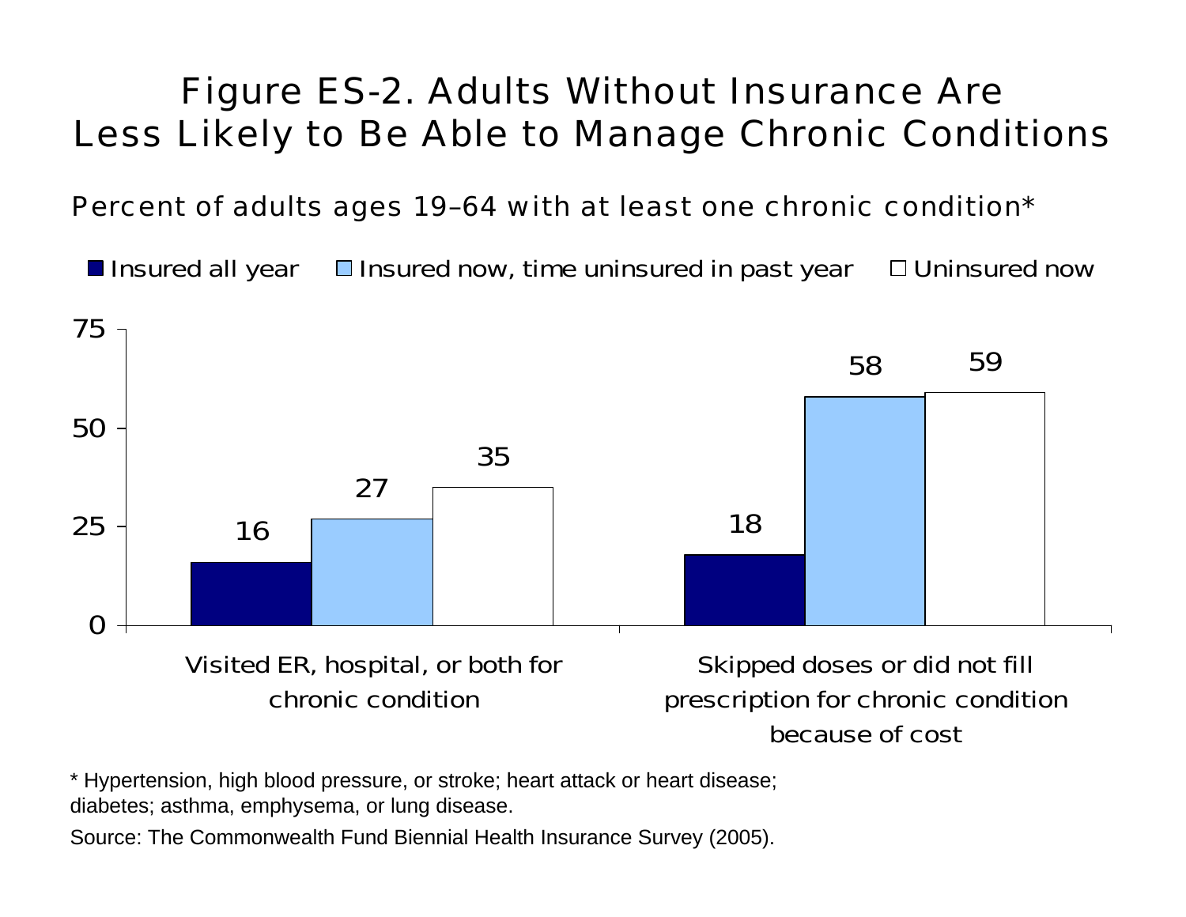# Figure ES-2. Adults Without Insurance Are Less Likely to Be Able to Manage Chronic Conditions

Percent of adults ages 19–64 with at least one chronic condition*

| | Insured all year | Insured now, time uninsured in past year | Uninsured now |
|---|---|---|---|
| Visited ER, hospital, or both for chronic condition | 16 | 27 | 35 |
| Skipped doses or did not fill prescription for chronic condition because of cost | 18 | 58 | 59 |

* Hypertension, high blood pressure, or stroke; heart attack or heart disease; diabetes; asthma, emphysema, or lung disease.

Source: The Commonwealth Fund Biennial Health Insurance Survey (2005).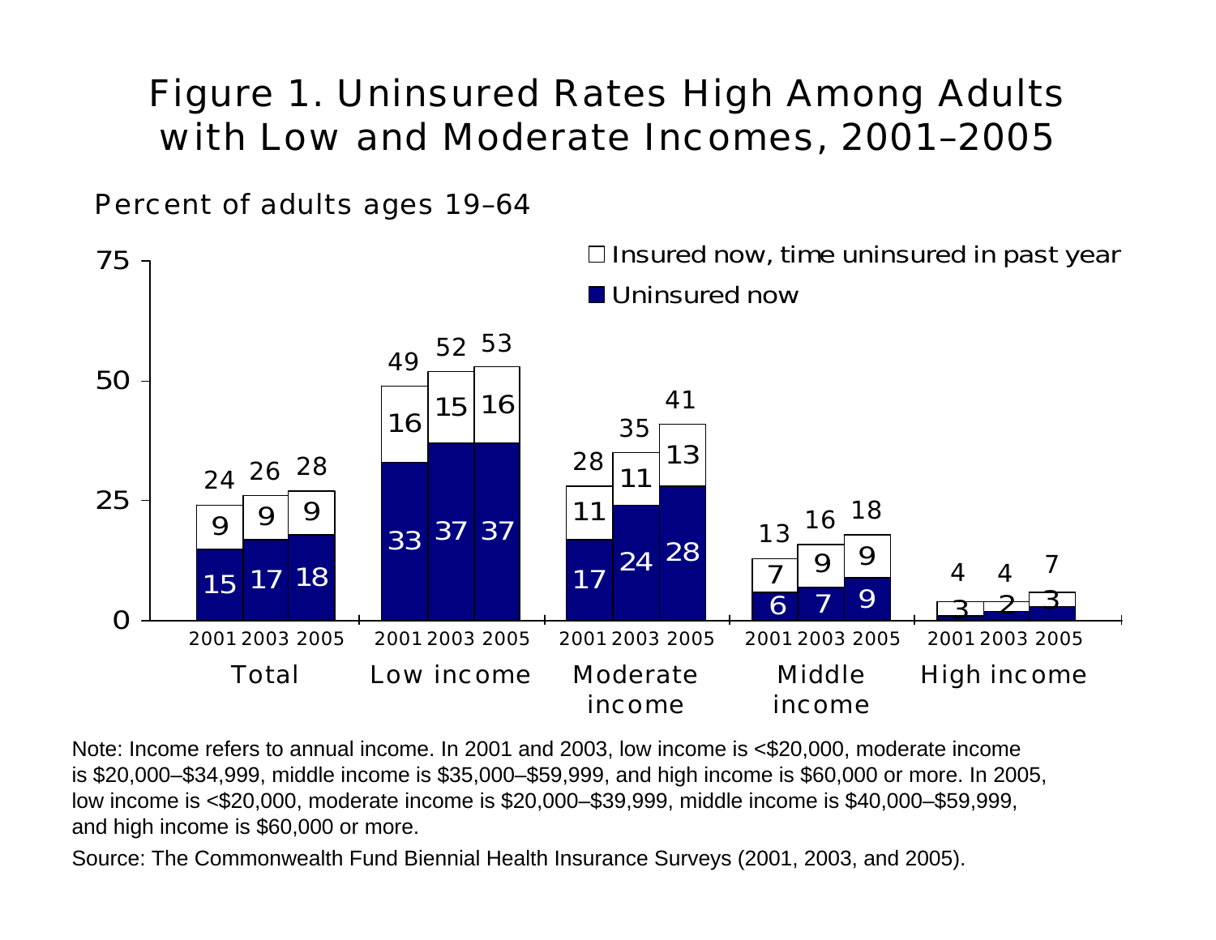# Figure 1. Uninsured Rates High Among Adults with Low and Moderate Incomes, 2001–2005

Percent of adults ages 19–64

| Group | Year | Uninsured now | Insured now, time uninsured in past year | Total |
|---|---|---|---|---|
| Total | 2001 | 15 | 9 | 24 |
| Total | 2003 | 17 | 9 | 26 |
| Total | 2005 | 18 | 9 | 28 |
| Low income | 2001 | 33 | 16 | 49 |
| Low income | 2003 | 37 | 15 | 52 |
| Low income | 2005 | 37 | 16 | 53 |
| Moderate income | 2001 | 17 | 11 | 28 |
| Moderate income | 2003 | 24 | 11 | 35 |
| Moderate income | 2005 | 28 | 13 | 41 |
| Middle income | 2001 | 6 | 7 | 13 |
| Middle income | 2003 | 7 | 9 | 16 |
| Middle income | 2005 | 9 | 9 | 18 |
| High income | 2001 | 3 | | 4 |
| High income | 2003 | 2 | | 4 |
| High income | 2005 | 3 | | 7 |

Note: Income refers to annual income. In 2001 and 2003, low income is <$20,000, moderate income is $20,000–$34,999, middle income is $35,000–$59,999, and high income is $60,000 or more. In 2005, low income is <$20,000, moderate income is $20,000–$39,999, middle income is $40,000–$59,999, and high income is $60,000 or more.

Source: The Commonwealth Fund Biennial Health Insurance Surveys (2001, 2003, and 2005).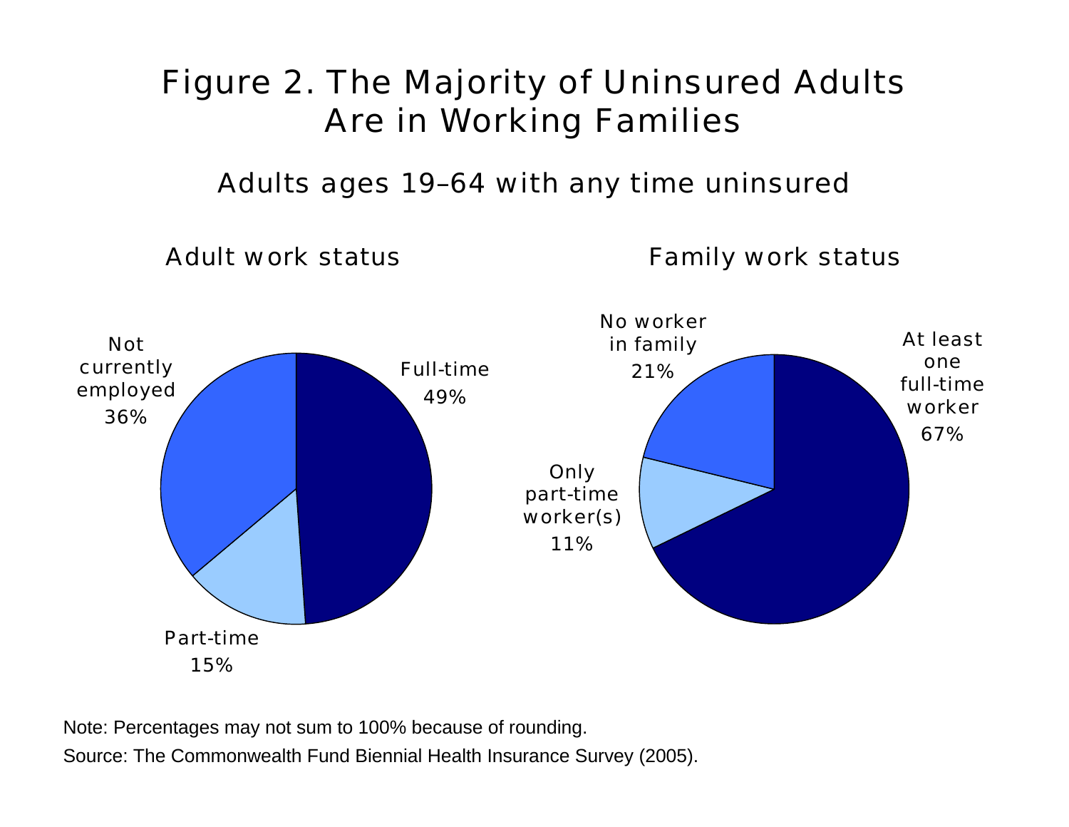# Figure 2. The Majority of Uninsured Adults Are in Working Families

## Adults ages 19–64 with any time uninsured

### Adult work status

- Full-time 49%
- Part-time 15%
- Not currently employed 36%

### Family work status

- At least one full-time worker 67%
- Only part-time worker(s) 11%
- No worker in family 21%

Note: Percentages may not sum to 100% because of rounding.

Source: The Commonwealth Fund Biennial Health Insurance Survey (2005).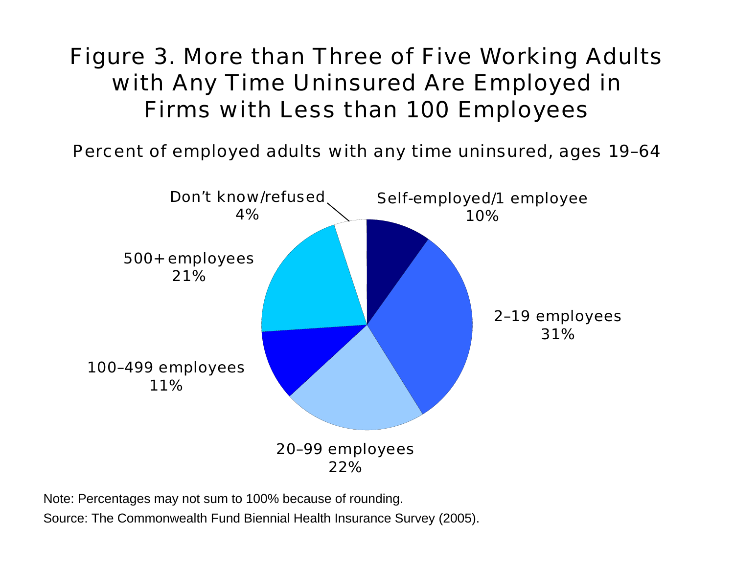# Figure 3. More than Three of Five Working Adults with Any Time Uninsured Are Employed in Firms with Less than 100 Employees

Percent of employed adults with any time uninsured, ages 19–64

Self-employed/1 employee 10%

2–19 employees 31%

20–99 employees 22%

100–499 employees 11%

500+ employees 21%

Don't know/refused 4%

Note: Percentages may not sum to 100% because of rounding.

Source: The Commonwealth Fund Biennial Health Insurance Survey (2005).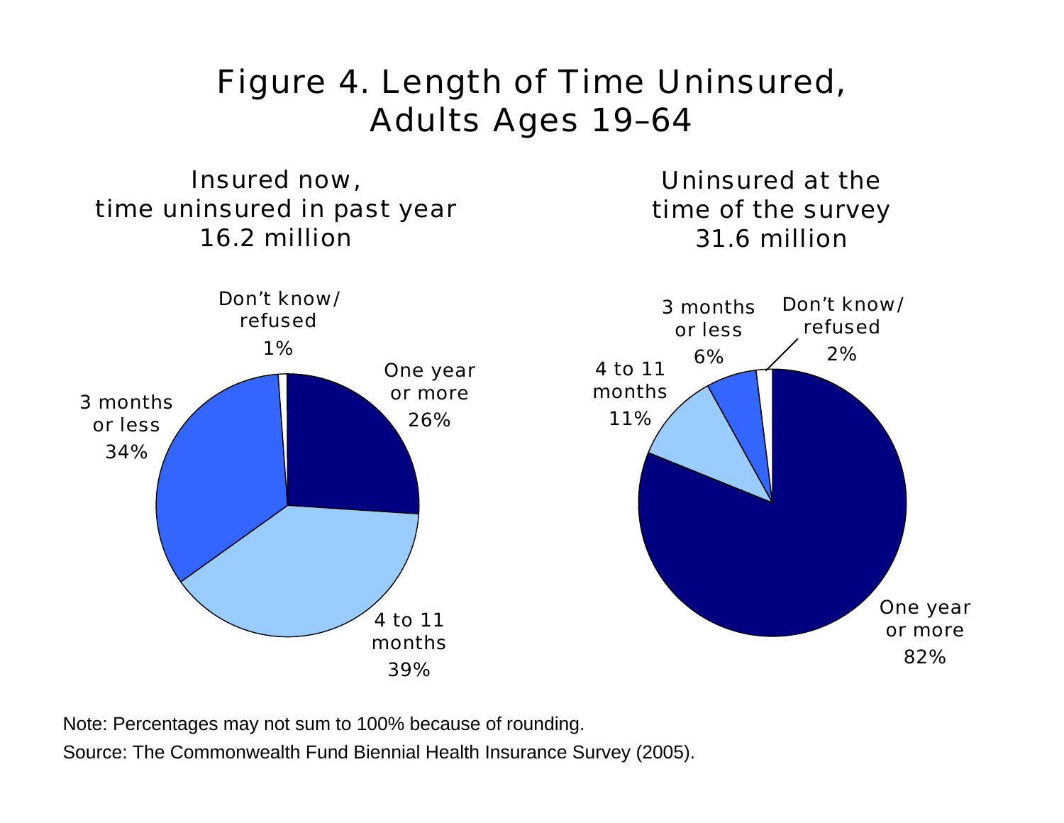# Figure 4. Length of Time Uninsured, Adults Ages 19–64

## Insured now, time uninsured in past year 16.2 million

| Length of time uninsured | Percent |
| --- | --- |
| One year or more | 26% |
| 4 to 11 months | 39% |
| 3 months or less | 34% |
| Don't know/refused | 1% |

## Uninsured at the time of the survey 31.6 million

| Length of time uninsured | Percent |
| --- | --- |
| One year or more | 82% |
| 4 to 11 months | 11% |
| 3 months or less | 6% |
| Don't know/refused | 2% |

Note: Percentages may not sum to 100% because of rounding.

Source: The Commonwealth Fund Biennial Health Insurance Survey (2005).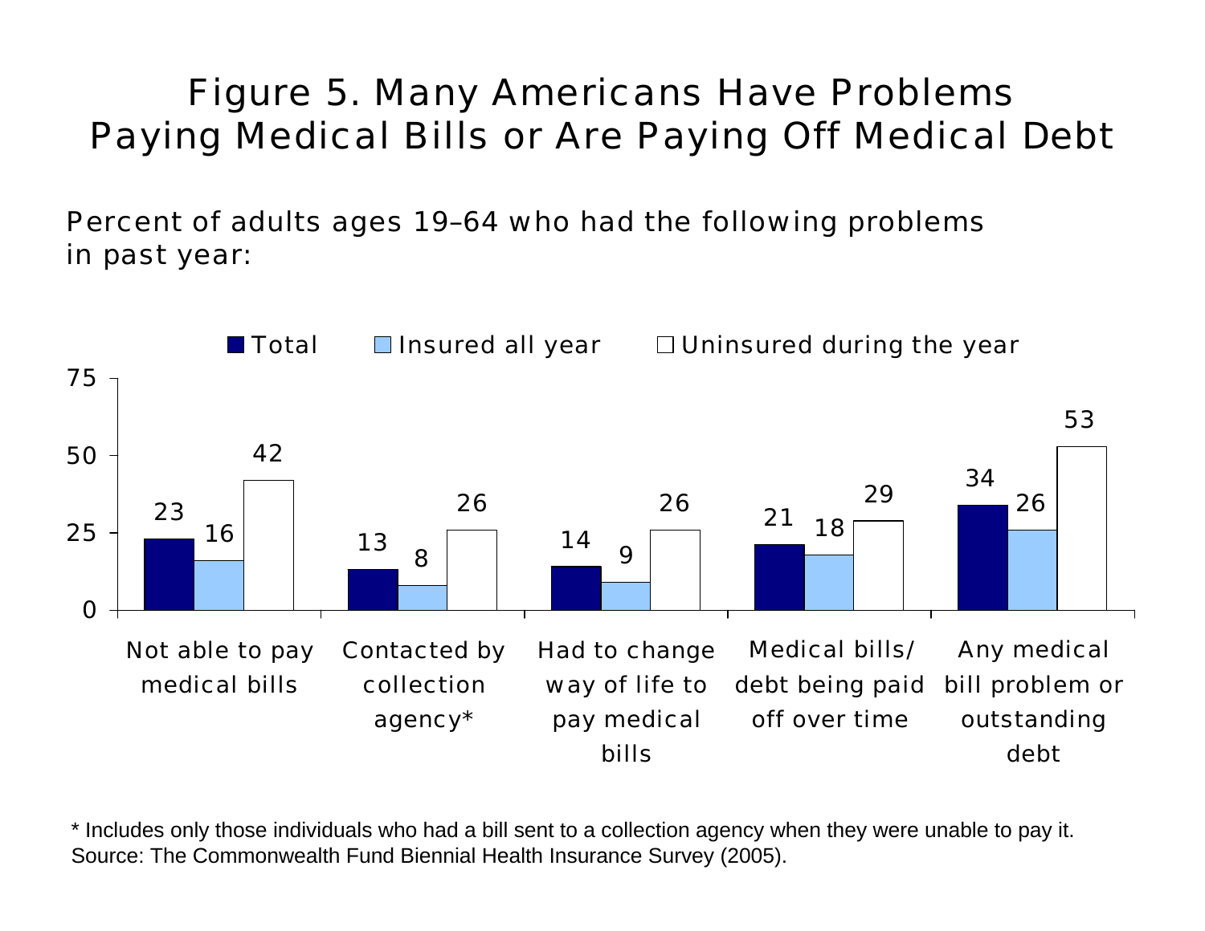# Figure 5. Many Americans Have Problems Paying Medical Bills or Are Paying Off Medical Debt

Percent of adults ages 19–64 who had the following problems in past year:

| | Total | Insured all year | Uninsured during the year |
|---|---|---|---|
| Not able to pay medical bills | 23 | 16 | 42 |
| Contacted by collection agency* | 13 | 8 | 26 |
| Had to change way of life to pay medical bills | 14 | 9 | 26 |
| Medical bills/ debt being paid off over time | 21 | 18 | 29 |
| Any medical bill problem or outstanding debt | 34 | 26 | 53 |

* Includes only those individuals who had a bill sent to a collection agency when they were unable to pay it.
Source: The Commonwealth Fund Biennial Health Insurance Survey (2005).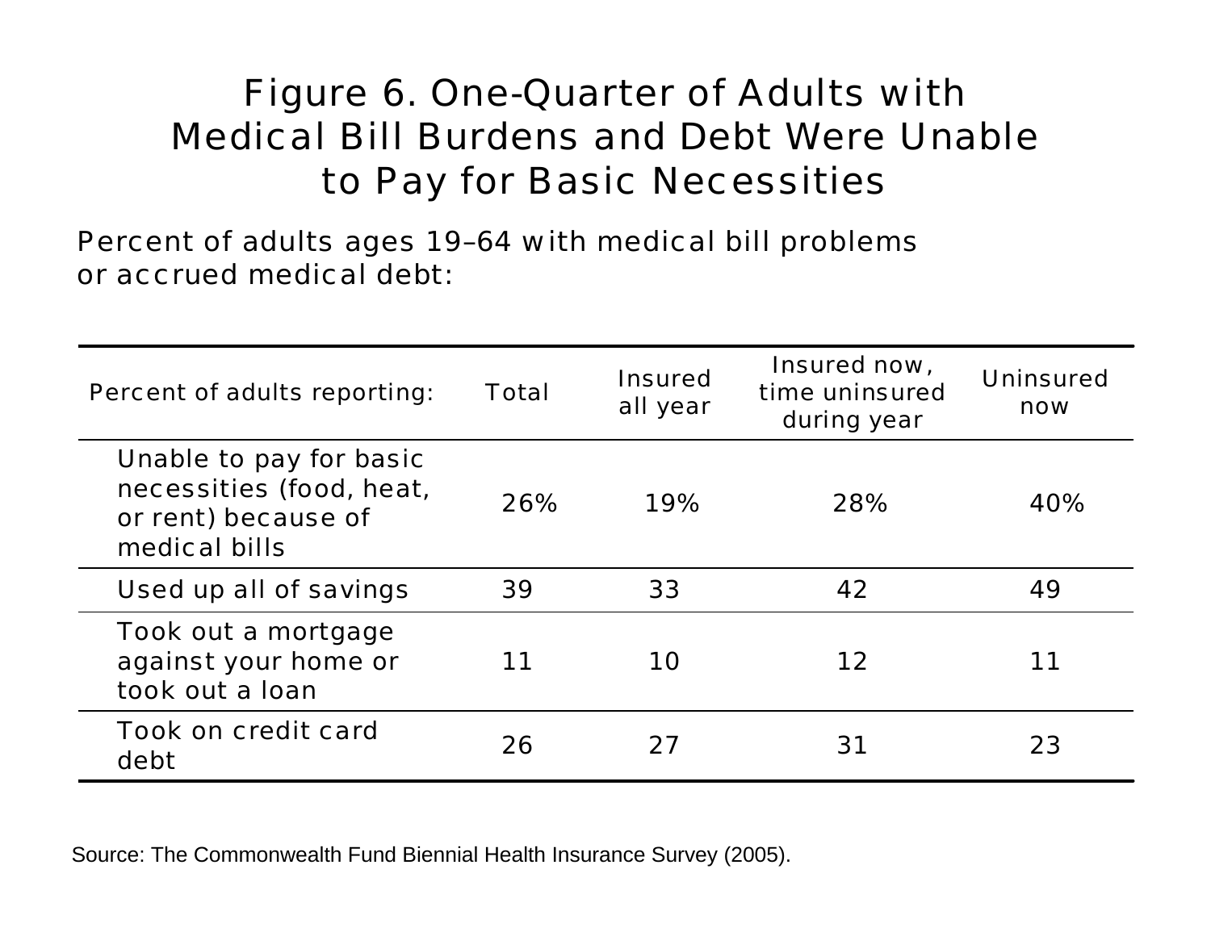# Figure 6. One-Quarter of Adults with Medical Bill Burdens and Debt Were Unable to Pay for Basic Necessities

Percent of adults ages 19–64 with medical bill problems or accrued medical debt:

| Percent of adults reporting: | Total | Insured all year | Insured now, time uninsured during year | Uninsured now |
|---|---|---|---|---|
| Unable to pay for basic necessities (food, heat, or rent) because of medical bills | 26% | 19% | 28% | 40% |
| Used up all of savings | 39 | 33 | 42 | 49 |
| Took out a mortgage against your home or took out a loan | 11 | 10 | 12 | 11 |
| Took on credit card debt | 26 | 27 | 31 | 23 |

Source: The Commonwealth Fund Biennial Health Insurance Survey (2005).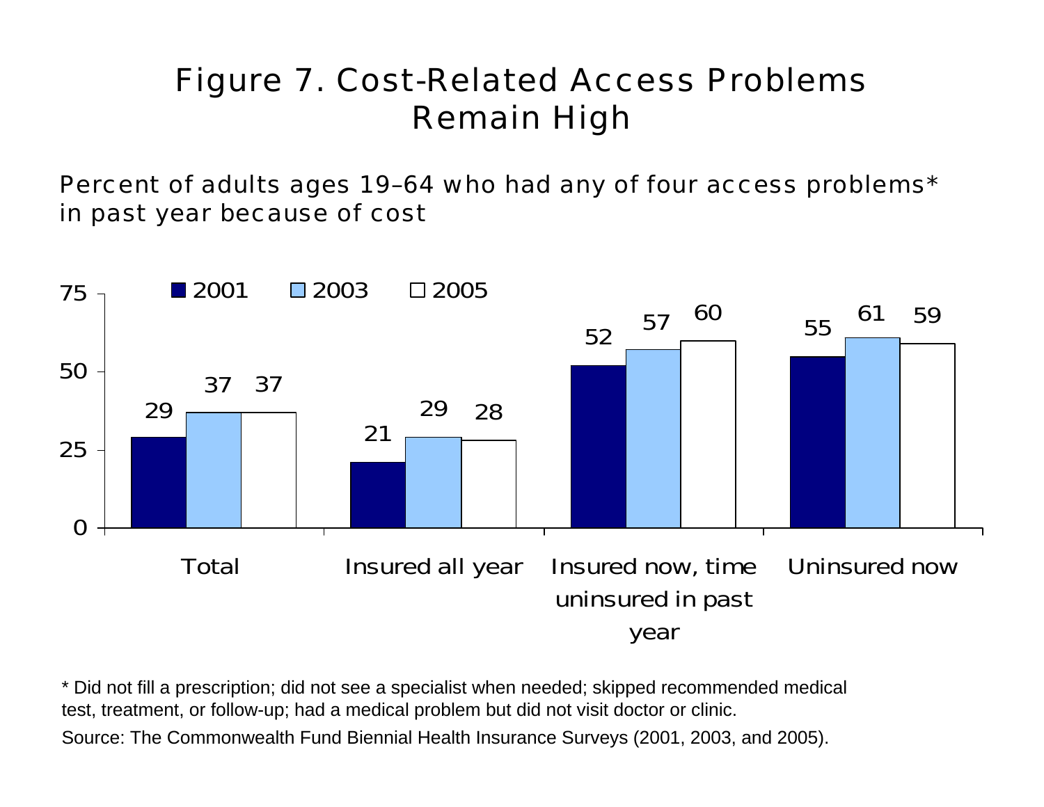# Figure 7. Cost-Related Access Problems Remain High

Percent of adults ages 19–64 who had any of four access problems* in past year because of cost

| | 2001 | 2003 | 2005 |
|---|---|---|---|
| Total | 29 | 37 | 37 |
| Insured all year | 21 | 29 | 28 |
| Insured now, time uninsured in past year | 52 | 57 | 60 |
| Uninsured now | 55 | 61 | 59 |

* Did not fill a prescription; did not see a specialist when needed; skipped recommended medical test, treatment, or follow-up; had a medical problem but did not visit doctor or clinic.

Source: The Commonwealth Fund Biennial Health Insurance Surveys (2001, 2003, and 2005).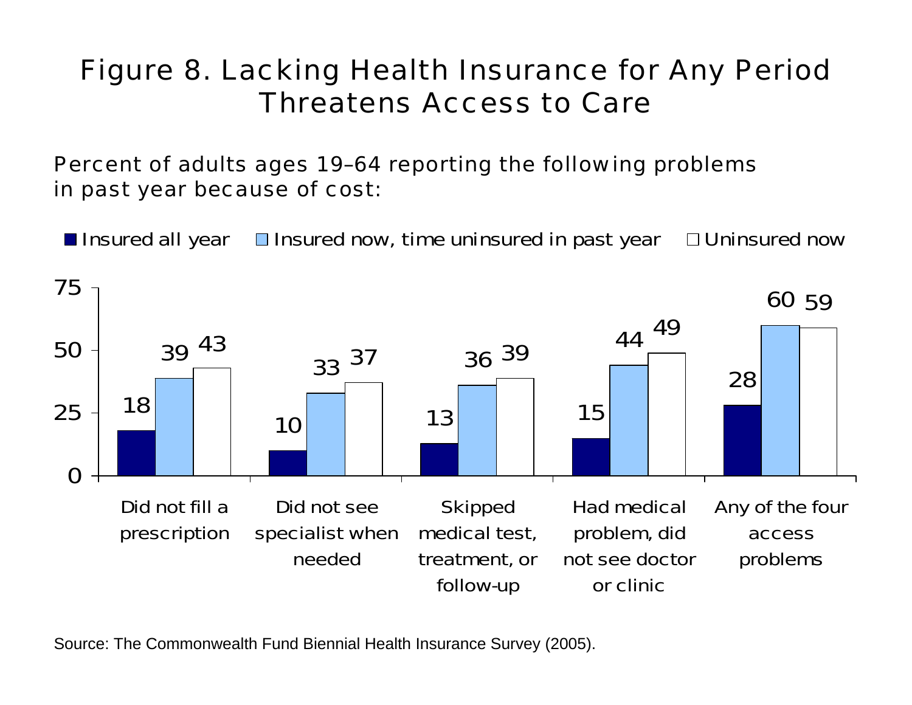# Figure 8. Lacking Health Insurance for Any Period Threatens Access to Care

Percent of adults ages 19–64 reporting the following problems in past year because of cost:

| | Insured all year | Insured now, time uninsured in past year | Uninsured now |
|---|---|---|---|
| Did not fill a prescription | 18 | 39 | 43 |
| Did not see specialist when needed | 10 | 33 | 37 |
| Skipped medical test, treatment, or follow-up | 13 | 36 | 39 |
| Had medical problem, did not see doctor or clinic | 15 | 44 | 49 |
| Any of the four access problems | 28 | 60 | 59 |

Source: The Commonwealth Fund Biennial Health Insurance Survey (2005).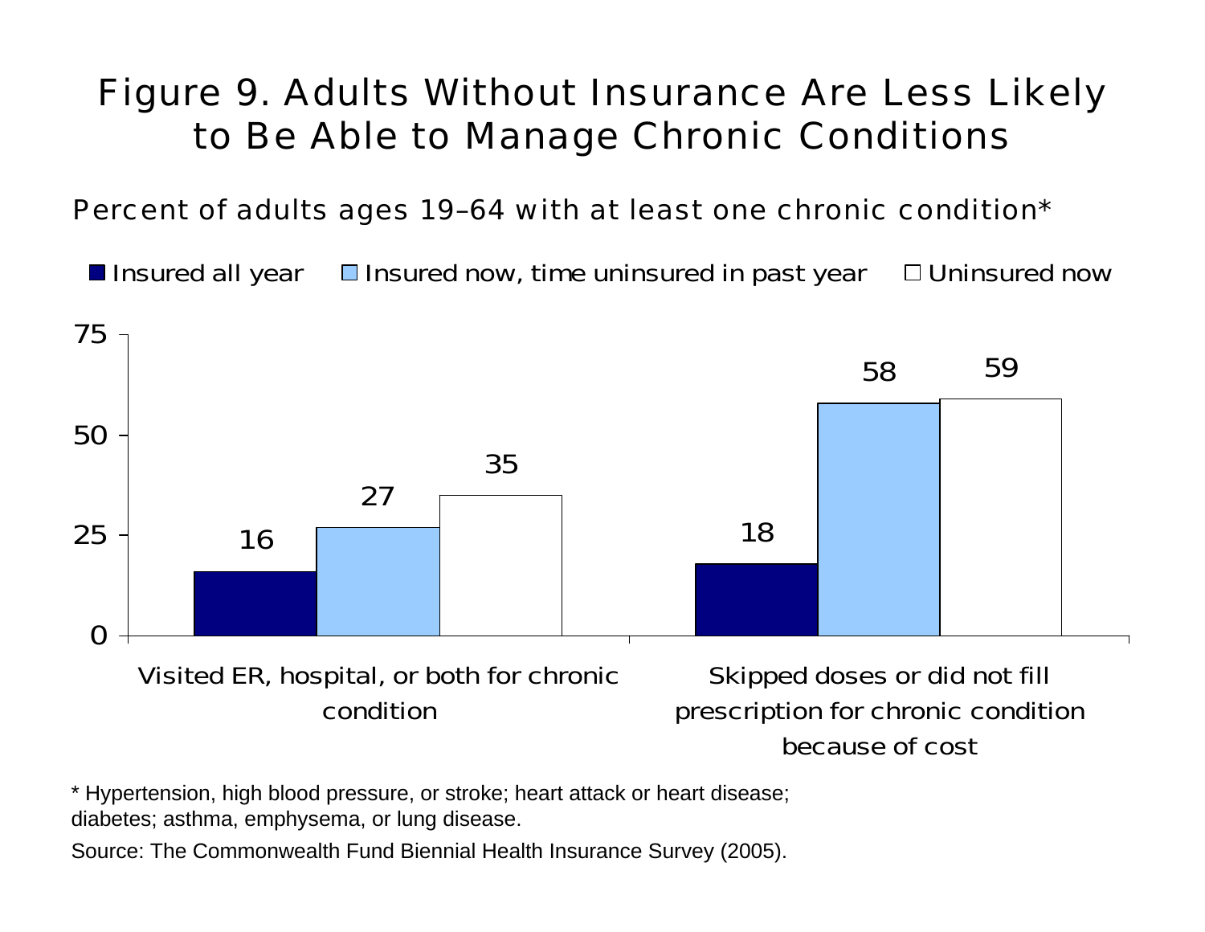# Figure 9. Adults Without Insurance Are Less Likely to Be Able to Manage Chronic Conditions

Percent of adults ages 19–64 with at least one chronic condition*

| | Insured all year | Insured now, time uninsured in past year | Uninsured now |
|---|---|---|---|
| Visited ER, hospital, or both for chronic condition | 16 | 27 | 35 |
| Skipped doses or did not fill prescription for chronic condition because of cost | 18 | 58 | 59 |

* Hypertension, high blood pressure, or stroke; heart attack or heart disease; diabetes; asthma, emphysema, or lung disease.

Source: The Commonwealth Fund Biennial Health Insurance Survey (2005).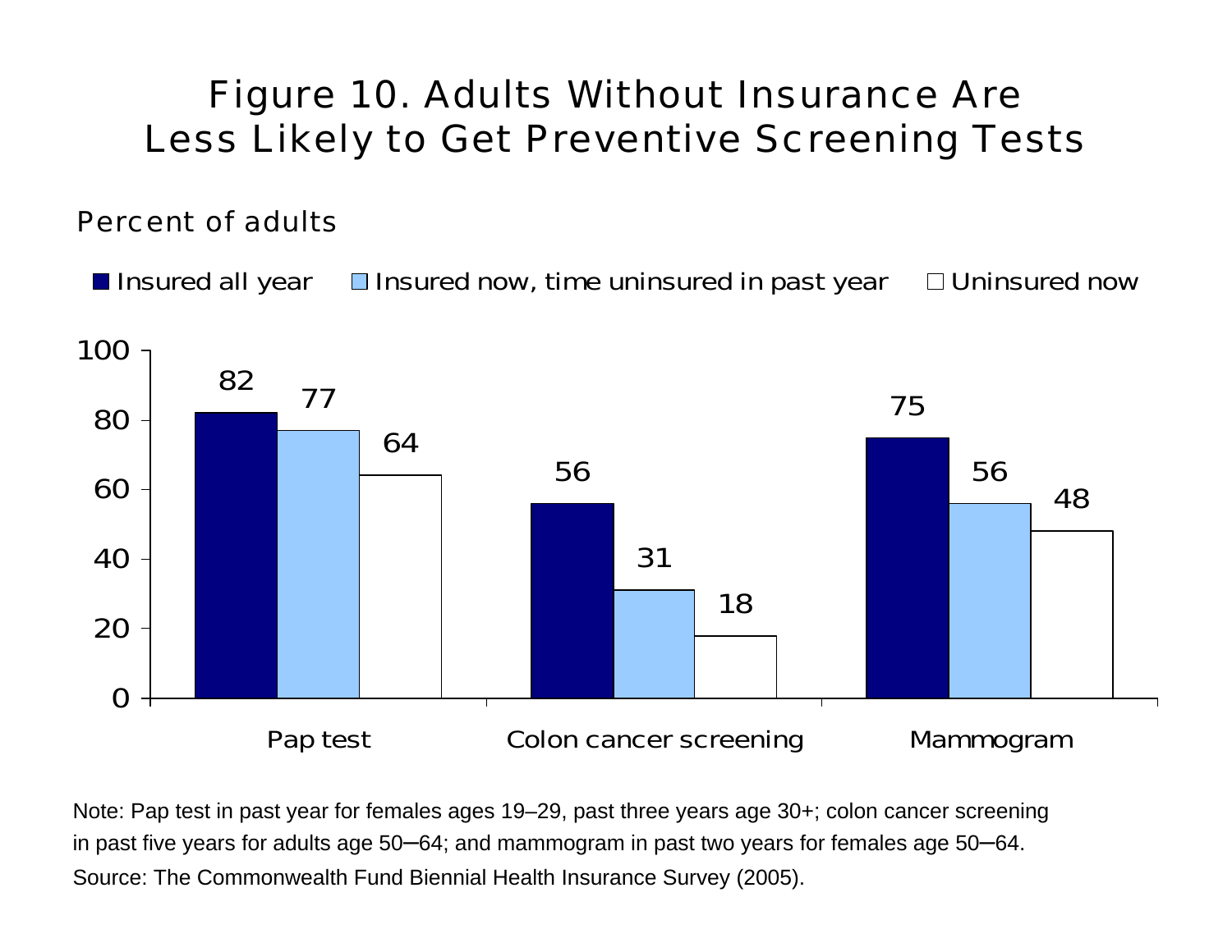# Figure 10. Adults Without Insurance Are Less Likely to Get Preventive Screening Tests

Percent of adults

| | Insured all year | Insured now, time uninsured in past year | Uninsured now |
|---|---|---|---|
| Pap test | 82 | 77 | 64 |
| Colon cancer screening | 56 | 31 | 18 |
| Mammogram | 75 | 56 | 48 |

Note: Pap test in past year for females ages 19–29, past three years age 30+; colon cancer screening in past five years for adults age 50–64; and mammogram in past two years for females age 50–64.

Source: The Commonwealth Fund Biennial Health Insurance Survey (2005).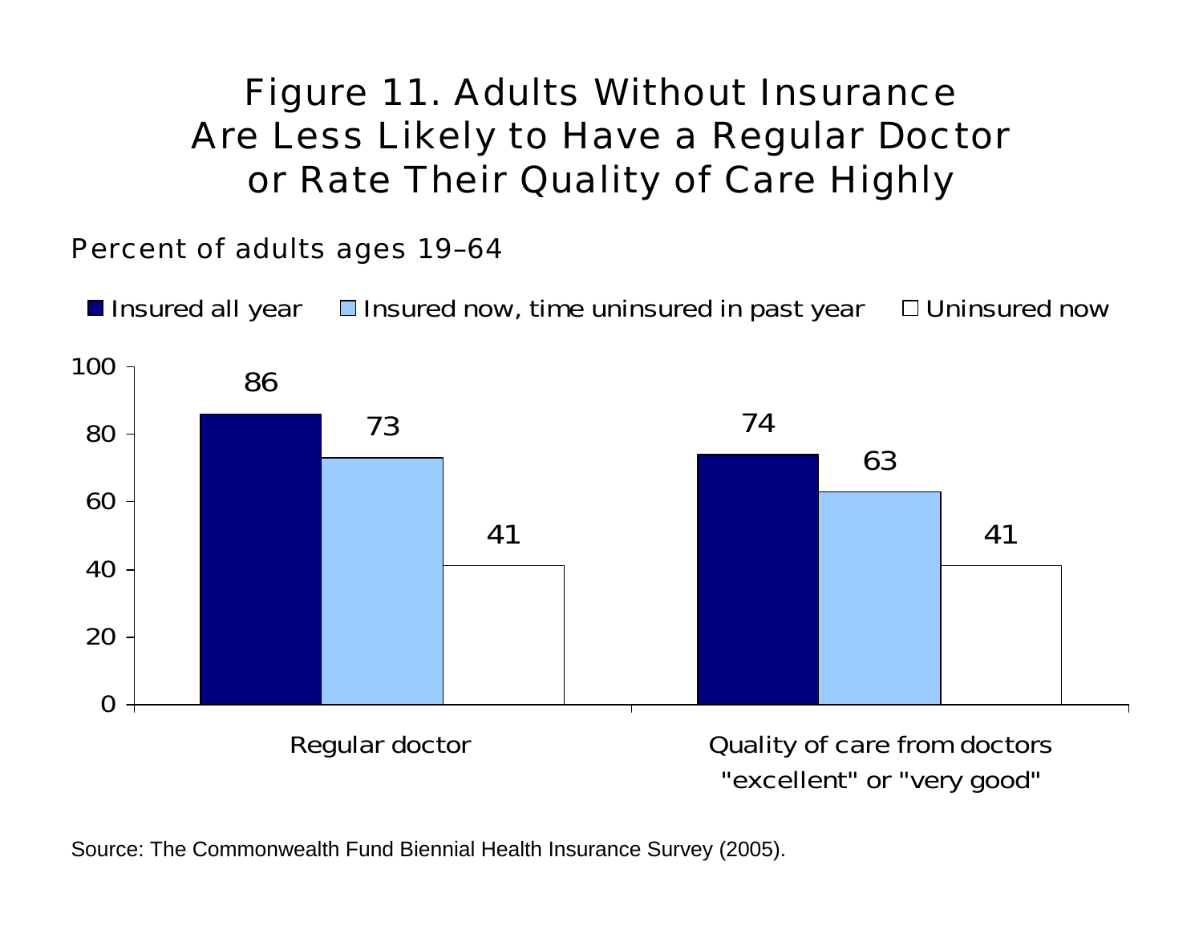# Figure 11. Adults Without Insurance Are Less Likely to Have a Regular Doctor or Rate Their Quality of Care Highly

Percent of adults ages 19–64

| | Insured all year | Insured now, time uninsured in past year | Uninsured now |
|---|---|---|---|
| Regular doctor | 86 | 73 | 41 |
| Quality of care from doctors "excellent" or "very good" | 74 | 63 | 41 |

Source: The Commonwealth Fund Biennial Health Insurance Survey (2005).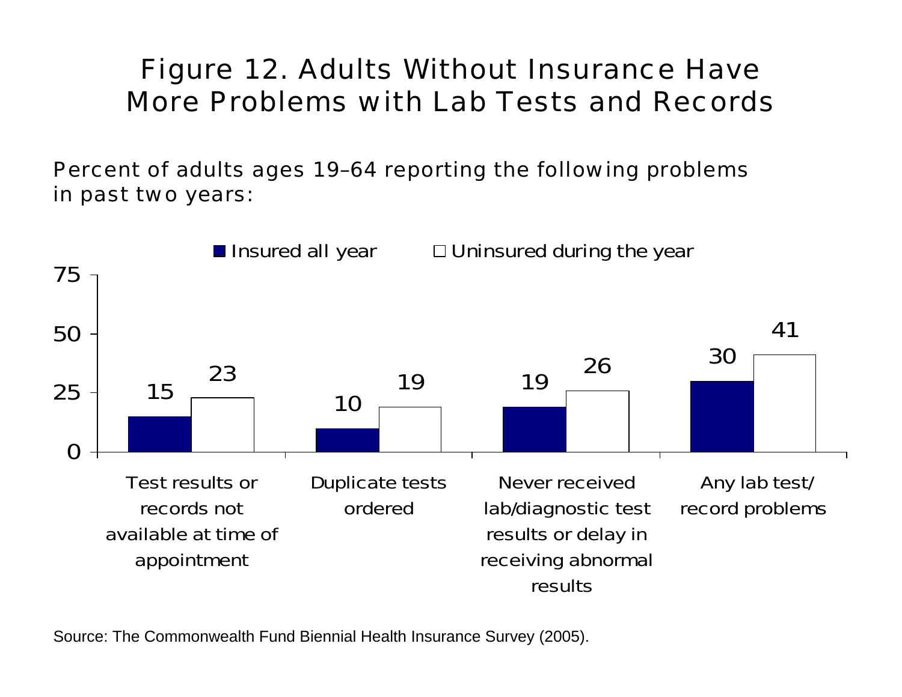# Figure 12. Adults Without Insurance Have More Problems with Lab Tests and Records

Percent of adults ages 19–64 reporting the following problems in past two years:

| | Insured all year | Uninsured during the year |
|---|---|---|
| Test results or records not available at time of appointment | 15 | 23 |
| Duplicate tests ordered | 10 | 19 |
| Never received lab/diagnostic test results or delay in receiving abnormal results | 19 | 26 |
| Any lab test/ record problems | 30 | 41 |

Source: The Commonwealth Fund Biennial Health Insurance Survey (2005).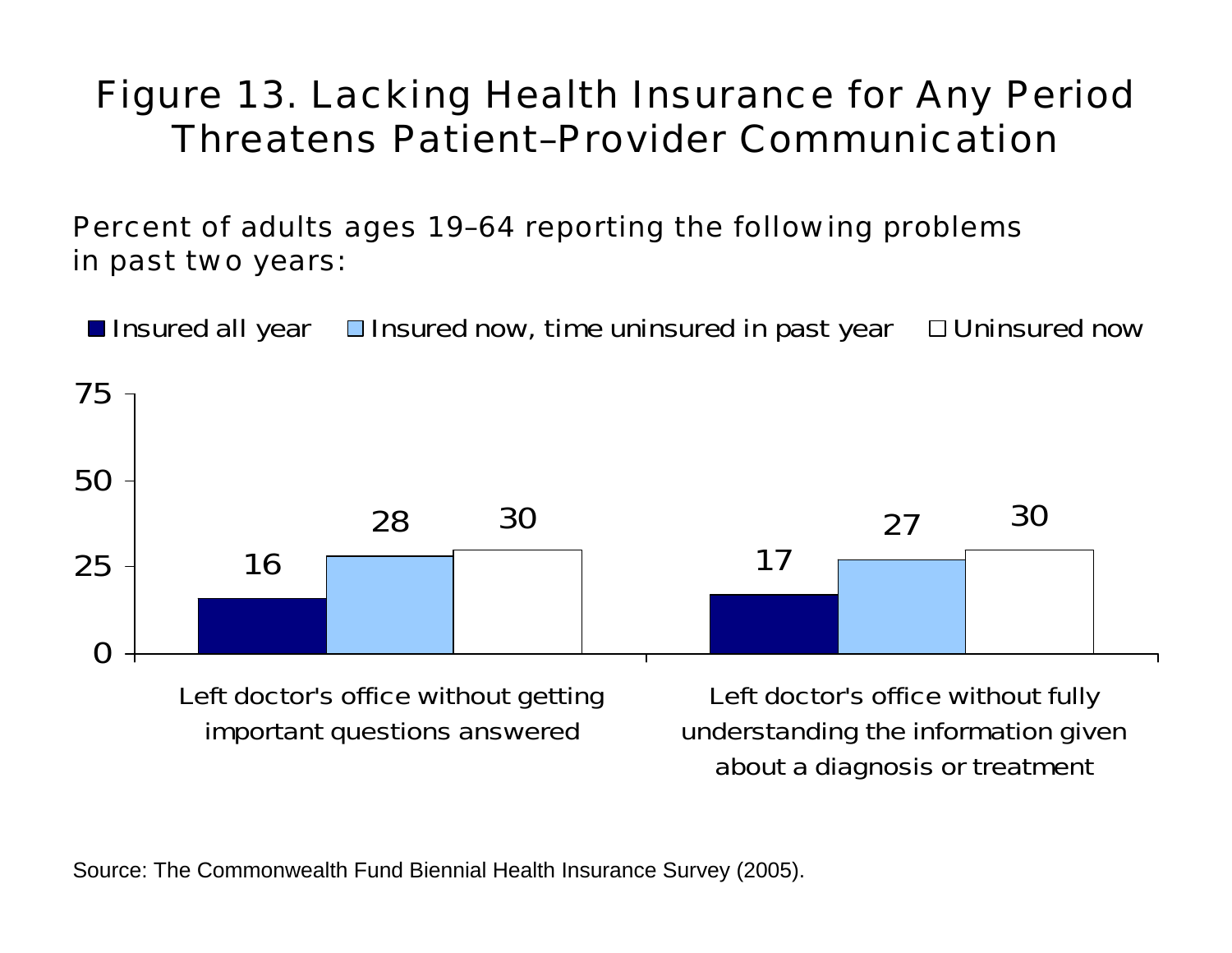# Figure 13. Lacking Health Insurance for Any Period Threatens Patient–Provider Communication

Percent of adults ages 19–64 reporting the following problems in past two years:

| | Insured all year | Insured now, time uninsured in past year | Uninsured now |
|---|---|---|---|
| Left doctor's office without getting important questions answered | 16 | 28 | 30 |
| Left doctor's office without fully understanding the information given about a diagnosis or treatment | 17 | 27 | 30 |

Source: The Commonwealth Fund Biennial Health Insurance Survey (2005).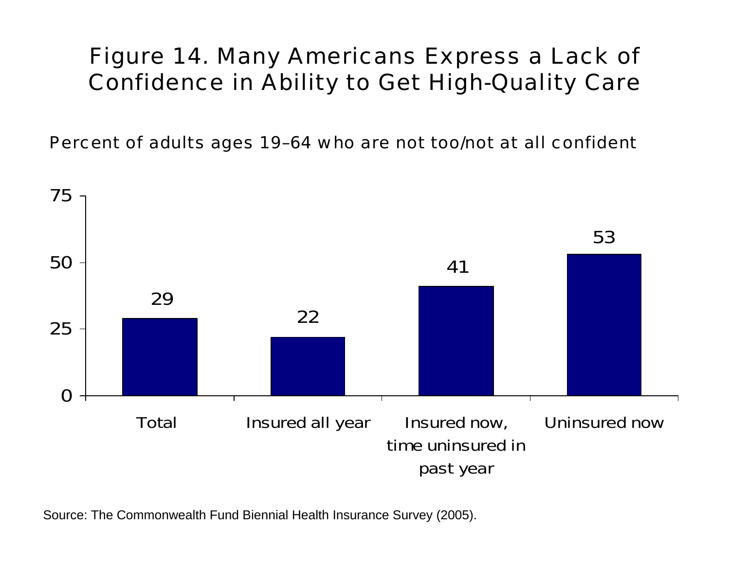# Figure 14. Many Americans Express a Lack of Confidence in Ability to Get High-Quality Care

Percent of adults ages 19–64 who are not too/not at all confident

| | Total | Insured all year | Insured now, time uninsured in past year | Uninsured now |
|---|---|---|---|---|
| Percent | 29 | 22 | 41 | 53 |

Source: The Commonwealth Fund Biennial Health Insurance Survey (2005).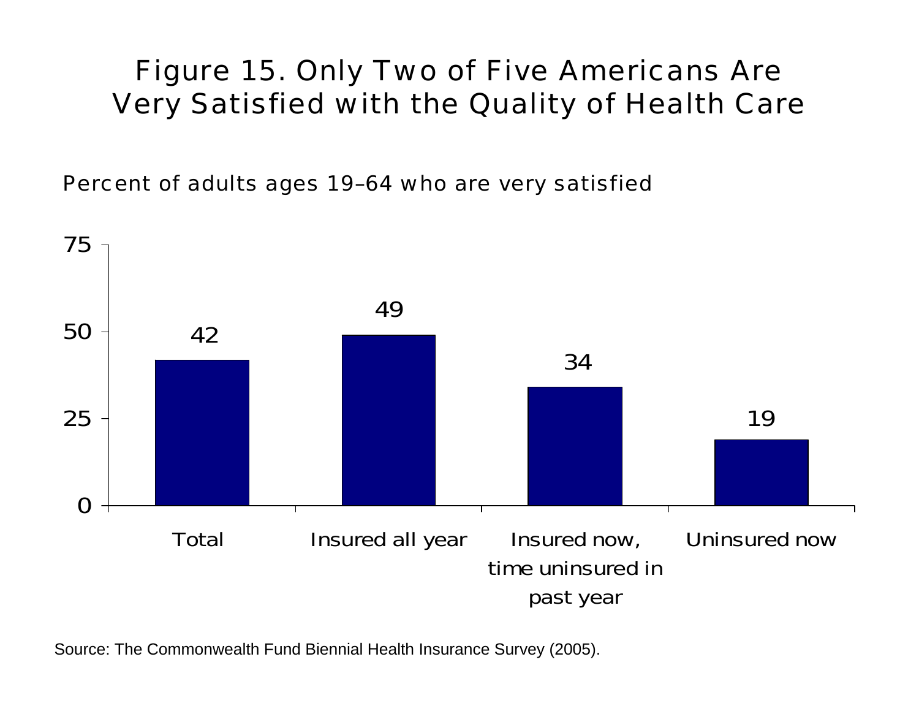# Figure 15. Only Two of Five Americans Are Very Satisfied with the Quality of Health Care

Percent of adults ages 19–64 who are very satisfied

75

50

25

0

42

49

34

19

Total

Insured all year

Insured now, time uninsured in past year

Uninsured now

Source: The Commonwealth Fund Biennial Health Insurance Survey (2005).